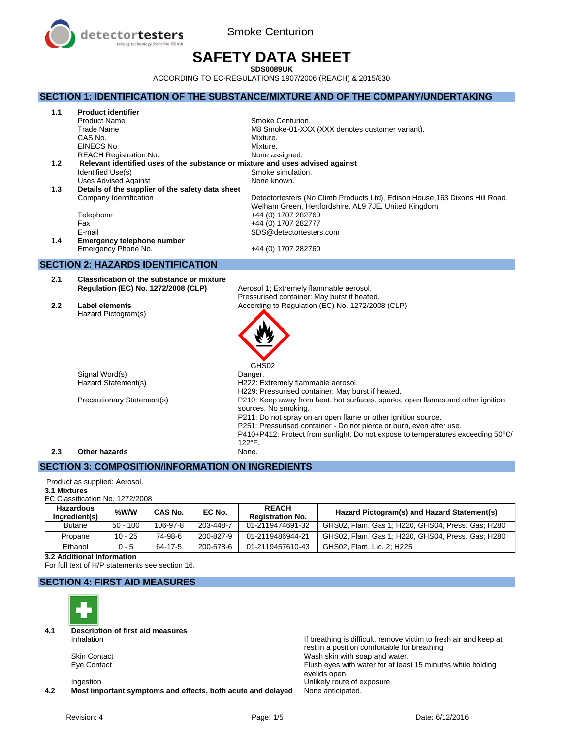Smoke Centurion

# SAFETY DATA SHEET

**SDS0089UK**

ACCORDING TO EC-REGULATIONS 1907/2006 (REACH) & 2015/830

## SECTION 1: IDENTIFICATION OF THE SUBSTANCE/MIXTURE AND OF THE COMPANY/UNDERTAKING

**1.1 Product identifier**

| | |
|---|---|
| Product Name | Smoke Centurion. |
| Trade Name | M8 Smoke-01-XXX (XXX denotes customer variant). |
| CAS No. | Mixture. |
| EINECS No. | Mixture. |
| REACH Registration No. | None assigned. |

**1.2 Relevant identified uses of the substance or mixture and uses advised against**

| | |
|---|---|
| Identified Use(s) | Smoke simulation. |
| Uses Advised Against | None known. |

**1.3 Details of the supplier of the safety data sheet**

| | |
|---|---|
| Company Identification | Detectortesters (No Climb Products Ltd), Edison House,163 Dixons Hill Road, Welham Green, Hertfordshire. AL9 7JE. United Kingdom |
| Telephone | +44 (0) 1707 282760 |
| Fax | +44 (0) 1707 282777 |
| E-mail | SDS@detectortesters.com |

**1.4 Emergency telephone number**

| | |
|---|---|
| Emergency Phone No. | +44 (0) 1707 282760 |

## SECTION 2: HAZARDS IDENTIFICATION

**2.1 Classification of the substance or mixture Regulation (EC) No. 1272/2008 (CLP)**

Aerosol 1; Extremely flammable aerosol.
Pressurised container: May burst if heated.

**2.2 Label elements**

According to Regulation (EC) No. 1272/2008 (CLP)

Hazard Pictogram(s): GHS02

Signal Word(s): Danger.

Hazard Statement(s):
H222: Extremely flammable aerosol.
H229: Pressurised container: May burst if heated.

Precautionary Statement(s):
P210: Keep away from heat, hot surfaces, sparks, open flames and other ignition sources. No smoking.
P211: Do not spray on an open flame or other ignition source.
P251: Pressurised container - Do not pierce or burn, even after use.
P410+P412: Protect from sunlight. Do not expose to temperatures exceeding 50°C/ 122°F.

**2.3 Other hazards**

None.

## SECTION 3: COMPOSITION/INFORMATION ON INGREDIENTS

Product as supplied: Aerosol.

**3.1 Mixtures**

EC Classification No. 1272/2008

| Hazardous Ingredient(s) | %W/W | CAS No. | EC No. | REACH Registration No. | Hazard Pictogram(s) and Hazard Statement(s) |
|---|---|---|---|---|---|
| Butane | 50 - 100 | 106-97-8 | 203-448-7 | 01-2119474691-32 | GHS02, Flam. Gas 1; H220, GHS04, Press. Gas; H280 |
| Propane | 10 - 25 | 74-98-6 | 200-827-9 | 01-2119486944-21 | GHS02, Flam. Gas 1; H220, GHS04, Press. Gas; H280 |
| Ethanol | 0 - 5 | 64-17-5 | 200-578-6 | 01-2119457610-43 | GHS02, Flam. Liq. 2; H225 |

**3.2 Additional Information**

For full text of H/P statements see section 16.

## SECTION 4: FIRST AID MEASURES

**4.1 Description of first aid measures**

| | |
|---|---|
| Inhalation | If breathing is difficult, remove victim to fresh air and keep at rest in a position comfortable for breathing. |
| Skin Contact | Wash skin with soap and water. |
| Eye Contact | Flush eyes with water for at least 15 minutes while holding eyelids open. |
| Ingestion | Unlikely route of exposure. |

**4.2 Most important symptoms and effects, both acute and delayed**

None anticipated.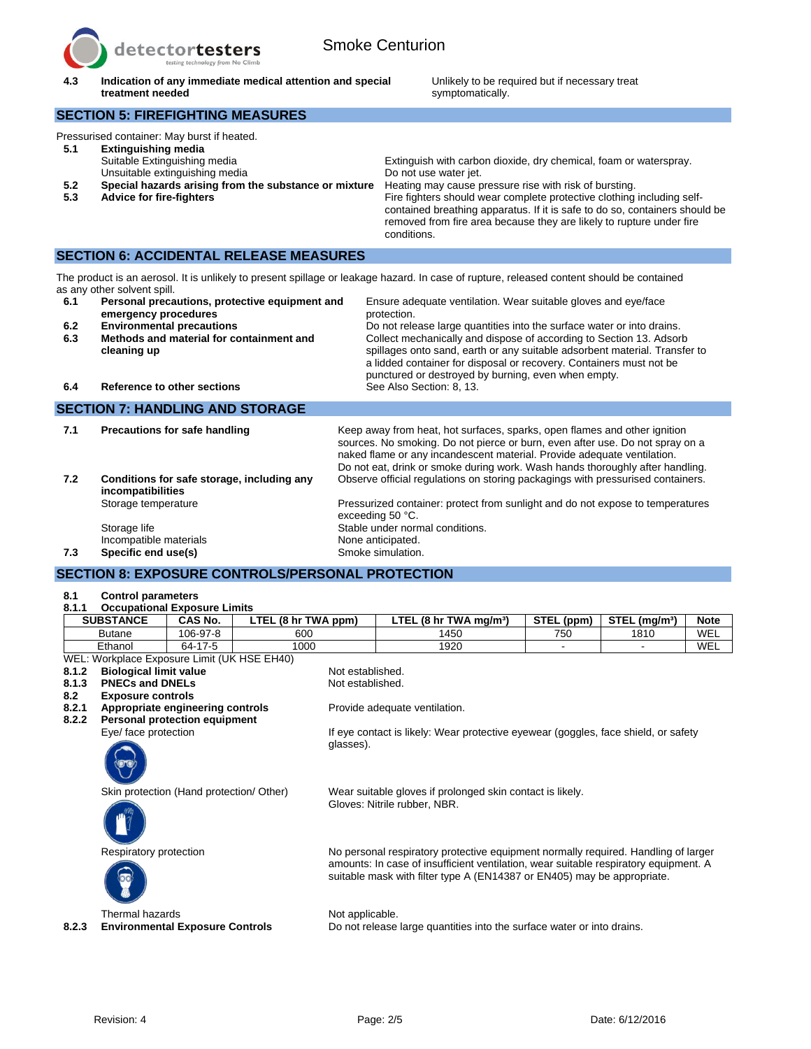**4.3 Indication of any immediate medical attention and special treatment needed**

Unlikely to be required but if necessary treat symptomatically.

## SECTION 5: FIREFIGHTING MEASURES

Pressurised container: May burst if heated.

**5.1 Extinguishing media**

Suitable Extinguishing media: Extinguish with carbon dioxide, dry chemical, foam or waterspray.

Unsuitable extinguishing media: Do not use water jet.

**5.2 Special hazards arising from the substance or mixture**

Heating may cause pressure rise with risk of bursting.

**5.3 Advice for fire-fighters**

Fire fighters should wear complete protective clothing including self-contained breathing apparatus. If it is safe to do so, containers should be removed from fire area because they are likely to rupture under fire conditions.

## SECTION 6: ACCIDENTAL RELEASE MEASURES

The product is an aerosol. It is unlikely to present spillage or leakage hazard. In case of rupture, released content should be contained as any other solvent spill.

**6.1 Personal precautions, protective equipment and emergency procedures**

Ensure adequate ventilation. Wear suitable gloves and eye/face protection.

**6.2 Environmental precautions**

Do not release large quantities into the surface water or into drains.

**6.3 Methods and material for containment and cleaning up**

Collect mechanically and dispose of according to Section 13. Adsorb spillages onto sand, earth or any suitable adsorbent material. Transfer to a lidded container for disposal or recovery. Containers must not be punctured or destroyed by burning, even when empty.

**6.4 Reference to other sections**

See Also Section: 8, 13.

## SECTION 7: HANDLING AND STORAGE

**7.1 Precautions for safe handling**

Keep away from heat, hot surfaces, sparks, open flames and other ignition sources. No smoking. Do not pierce or burn, even after use. Do not spray on a naked flame or any incandescent material. Provide adequate ventilation. Do not eat, drink or smoke during work. Wash hands thoroughly after handling.

**7.2 Conditions for safe storage, including any incompatibilities**

Observe official regulations on storing packagings with pressurised containers.

Storage temperature: Pressurized container: protect from sunlight and do not expose to temperatures exceeding 50 °C.

Storage life: Stable under normal conditions.

Incompatible materials: None anticipated.

**7.3 Specific end use(s)**

Smoke simulation.

## SECTION 8: EXPOSURE CONTROLS/PERSONAL PROTECTION

**8.1 Control parameters**

**8.1.1 Occupational Exposure Limits**

| SUBSTANCE | CAS No. | LTEL (8 hr TWA ppm) | LTEL (8 hr TWA mg/m³) | STEL (ppm) | STEL (mg/m³) | Note |
|---|---|---|---|---|---|---|
| Butane | 106-97-8 | 600 | 1450 | 750 | 1810 | WEL |
| Ethanol | 64-17-5 | 1000 | 1920 | - | - | WEL |

WEL: Workplace Exposure Limit (UK HSE EH40)

**8.1.2 Biological limit value**

Not established.

**8.1.3 PNECs and DNELs**

Not established.

**8.2 Exposure controls**

**8.2.1 Appropriate engineering controls**

Provide adequate ventilation.

**8.2.2 Personal protection equipment**

Eye/ face protection: If eye contact is likely: Wear protective eyewear (goggles, face shield, or safety glasses).

Skin protection (Hand protection/ Other): Wear suitable gloves if prolonged skin contact is likely. Gloves: Nitrile rubber, NBR.

Respiratory protection: No personal respiratory protective equipment normally required. Handling of larger amounts: In case of insufficient ventilation, wear suitable respiratory equipment. A suitable mask with filter type A (EN14387 or EN405) may be appropriate.

Thermal hazards: Not applicable.

**8.2.3 Environmental Exposure Controls**

Do not release large quantities into the surface water or into drains.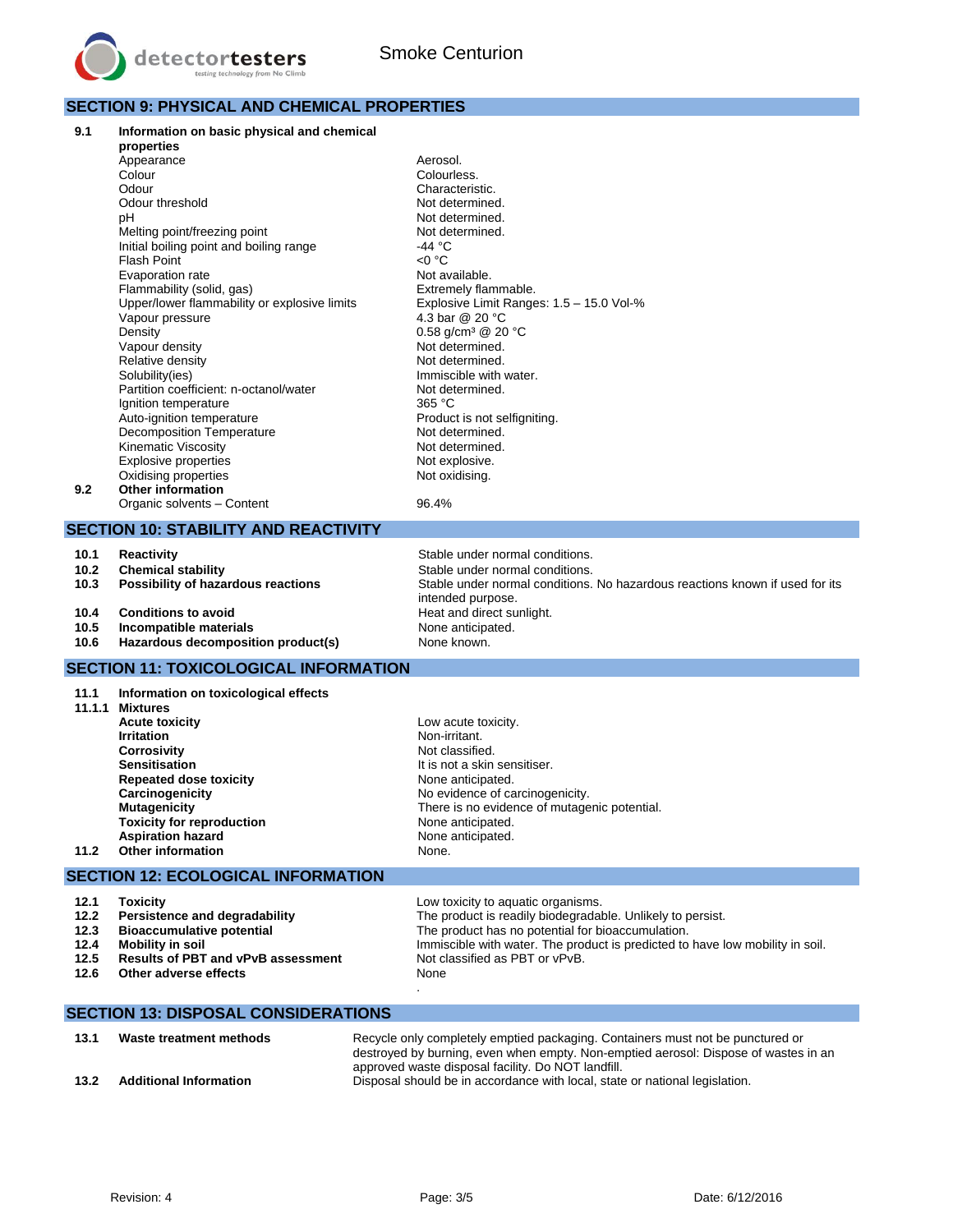## SECTION 9: PHYSICAL AND CHEMICAL PROPERTIES

| | | |
|---|---|---|
| **9.1** | **Information on basic physical and chemical properties** | |
| | Appearance | Aerosol. |
| | Colour | Colourless. |
| | Odour | Characteristic. |
| | Odour threshold | Not determined. |
| | pH | Not determined. |
| | Melting point/freezing point | Not determined. |
| | Initial boiling point and boiling range | -44 °C |
| | Flash Point | <0 °C |
| | Evaporation rate | Not available. |
| | Flammability (solid, gas) | Extremely flammable. |
| | Upper/lower flammability or explosive limits | Explosive Limit Ranges: 1.5 – 15.0 Vol-% |
| | Vapour pressure | 4.3 bar @ 20 °C |
| | Density | 0.58 g/cm³ @ 20 °C |
| | Vapour density | Not determined. |
| | Relative density | Not determined. |
| | Solubility(ies) | Immiscible with water. |
| | Partition coefficient: n-octanol/water | Not determined. |
| | Ignition temperature | 365 °C |
| | Auto-ignition temperature | Product is not selfigniting. |
| | Decomposition Temperature | Not determined. |
| | Kinematic Viscosity | Not determined. |
| | Explosive properties | Not explosive. |
| | Oxidising properties | Not oxidising. |
| **9.2** | **Other information** | |
| | Organic solvents – Content | 96.4% |

## SECTION 10: STABILITY AND REACTIVITY

| | | |
|---|---|---|
| **10.1** | **Reactivity** | Stable under normal conditions. |
| **10.2** | **Chemical stability** | Stable under normal conditions. |
| **10.3** | **Possibility of hazardous reactions** | Stable under normal conditions. No hazardous reactions known if used for its intended purpose. |
| **10.4** | **Conditions to avoid** | Heat and direct sunlight. |
| **10.5** | **Incompatible materials** | None anticipated. |
| **10.6** | **Hazardous decomposition product(s)** | None known. |

## SECTION 11: TOXICOLOGICAL INFORMATION

| | | |
|---|---|---|
| **11.1** | **Information on toxicological effects** | |
| **11.1.1** | **Mixtures** | |
| | **Acute toxicity** | Low acute toxicity. |
| | **Irritation** | Non-irritant. |
| | **Corrosivity** | Not classified. |
| | **Sensitisation** | It is not a skin sensitiser. |
| | **Repeated dose toxicity** | None anticipated. |
| | **Carcinogenicity** | No evidence of carcinogenicity. |
| | **Mutagenicity** | There is no evidence of mutagenic potential. |
| | **Toxicity for reproduction** | None anticipated. |
| | **Aspiration hazard** | None anticipated. |
| **11.2** | **Other information** | None. |

## SECTION 12: ECOLOGICAL INFORMATION

| | | |
|---|---|---|
| **12.1** | **Toxicity** | Low toxicity to aquatic organisms. |
| **12.2** | **Persistence and degradability** | The product is readily biodegradable. Unlikely to persist. |
| **12.3** | **Bioaccumulative potential** | The product has no potential for bioaccumulation. |
| **12.4** | **Mobility in soil** | Immiscible with water. The product is predicted to have low mobility in soil. |
| **12.5** | **Results of PBT and vPvB assessment** | Not classified as PBT or vPvB. |
| **12.6** | **Other adverse effects** | None |

## SECTION 13: DISPOSAL CONSIDERATIONS

| | | |
|---|---|---|
| **13.1** | **Waste treatment methods** | Recycle only completely emptied packaging. Containers must not be punctured or destroyed by burning, even when empty. Non-emptied aerosol: Dispose of wastes in an approved waste disposal facility. Do NOT landfill. |
| **13.2** | **Additional Information** | Disposal should be in accordance with local, state or national legislation. |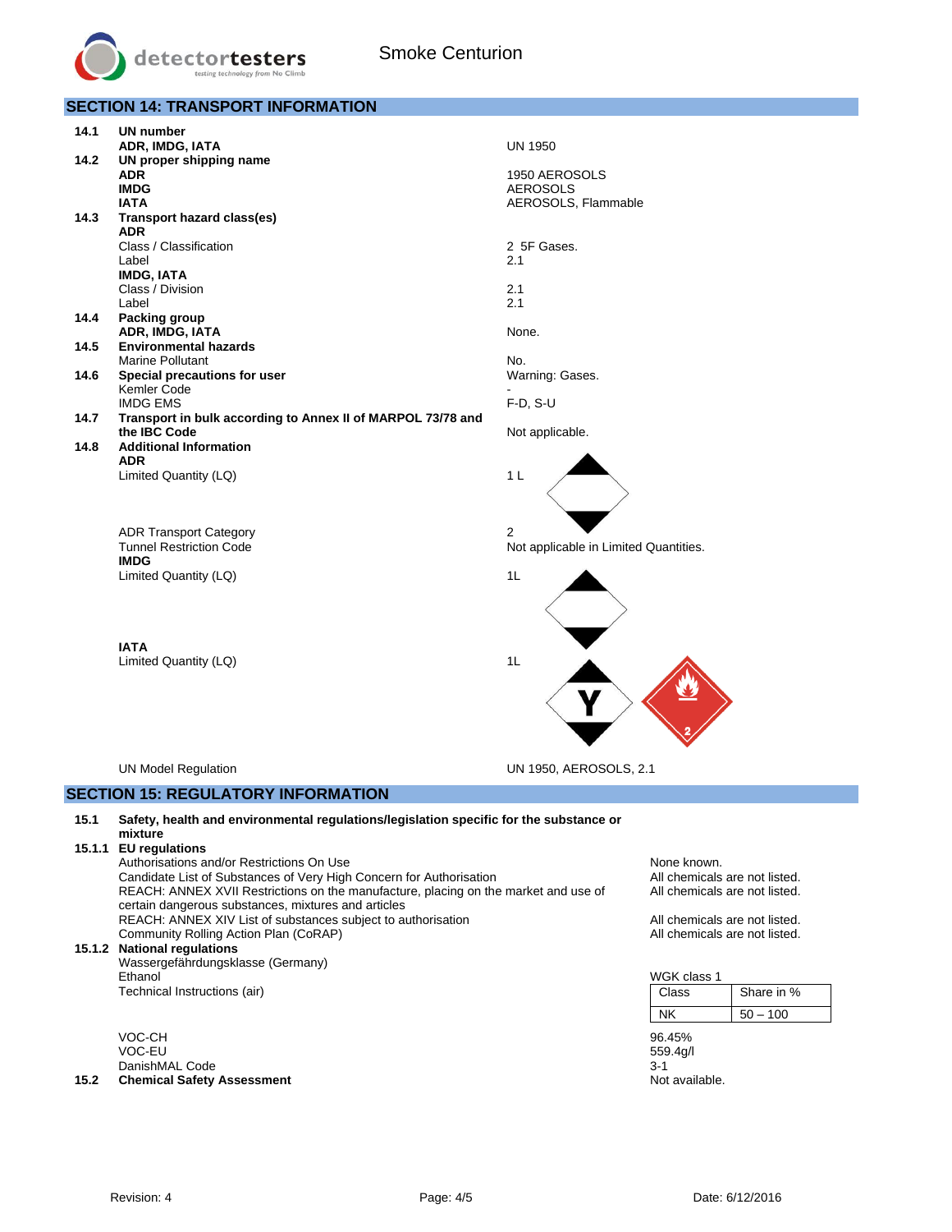## SECTION 14: TRANSPORT INFORMATION

| | | |
|---|---|---|
| **14.1** | **UN number** | |
| | **ADR, IMDG, IATA** | UN 1950 |
| **14.2** | **UN proper shipping name** | |
| | **ADR** | 1950 AEROSOLS |
| | **IMDG** | AEROSOLS |
| | **IATA** | AEROSOLS, Flammable |
| **14.3** | **Transport hazard class(es)** | |
| | **ADR** | |
| | Class / Classification | 2 5F Gases. |
| | Label | 2.1 |
| | **IMDG, IATA** | |
| | Class / Division | 2.1 |
| | Label | 2.1 |
| **14.4** | **Packing group** | |
| | **ADR, IMDG, IATA** | None. |
| **14.5** | **Environmental hazards** | |
| | Marine Pollutant | No. |
| **14.6** | **Special precautions for user** | Warning: Gases. |
| | Kemler Code | - |
| | IMDG EMS | F-D, S-U |
| **14.7** | **Transport in bulk according to Annex II of MARPOL 73/78 and the IBC Code** | Not applicable. |
| **14.8** | **Additional Information** | |
| | **ADR** | |
| | Limited Quantity (LQ) | 1 L |
| | ADR Transport Category | 2 |
| | Tunnel Restriction Code | Not applicable in Limited Quantities. |
| | **IMDG** | |
| | Limited Quantity (LQ) | 1L |
| | **IATA** | |
| | Limited Quantity (LQ) | 1L |
| | UN Model Regulation | UN 1950, AEROSOLS, 2.1 |

## SECTION 15: REGULATORY INFORMATION

| | | |
|---|---|---|
| **15.1** | **Safety, health and environmental regulations/legislation specific for the substance or mixture** | |
| **15.1.1** | **EU regulations** | |
| | Authorisations and/or Restrictions On Use | None known. |
| | Candidate List of Substances of Very High Concern for Authorisation | All chemicals are not listed. |
| | REACH: ANNEX XVII Restrictions on the manufacture, placing on the market and use of certain dangerous substances, mixtures and articles | All chemicals are not listed. |
| | REACH: ANNEX XIV List of substances subject to authorisation | All chemicals are not listed. |
| | Community Rolling Action Plan (CoRAP) | All chemicals are not listed. |
| **15.1.2** | **National regulations** | |
| | Wassergefährdungsklasse (Germany) | |
| | Ethanol | WGK class 1 |
| | Technical Instructions (air) | Class: NK; Share in %: 50 – 100 |
| | VOC-CH | 96.45% |
| | VOC-EU | 559.4g/l |
| | DanishMAL Code | 3-1 |
| **15.2** | **Chemical Safety Assessment** | Not available. |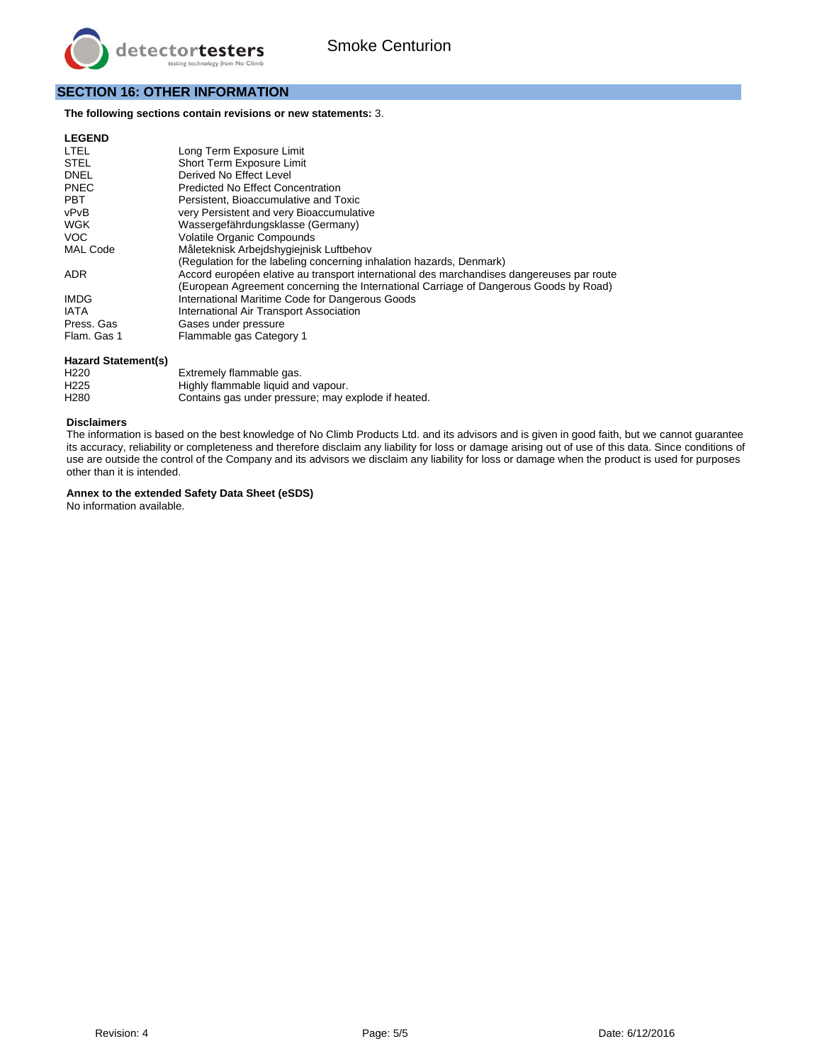## SECTION 16: OTHER INFORMATION

**The following sections contain revisions or new statements:** 3.

**LEGEND**

| | |
|---|---|
| LTEL | Long Term Exposure Limit |
| STEL | Short Term Exposure Limit |
| DNEL | Derived No Effect Level |
| PNEC | Predicted No Effect Concentration |
| PBT | Persistent, Bioaccumulative and Toxic |
| vPvB | very Persistent and very Bioaccumulative |
| WGK | Wassergefährdungsklasse (Germany) |
| VOC | Volatile Organic Compounds |
| MAL Code | Måleteknisk Arbejdshygiejnisk Luftbehov (Regulation for the labeling concerning inhalation hazards, Denmark) |
| ADR | Accord européen elative au transport international des marchandises dangereuses par route (European Agreement concerning the International Carriage of Dangerous Goods by Road) |
| IMDG | International Maritime Code for Dangerous Goods |
| IATA | International Air Transport Association |
| Press. Gas | Gases under pressure |
| Flam. Gas 1 | Flammable gas Category 1 |

**Hazard Statement(s)**

| | |
|---|---|
| H220 | Extremely flammable gas. |
| H225 | Highly flammable liquid and vapour. |
| H280 | Contains gas under pressure; may explode if heated. |

**Disclaimers**

The information is based on the best knowledge of No Climb Products Ltd. and its advisors and is given in good faith, but we cannot guarantee its accuracy, reliability or completeness and therefore disclaim any liability for loss or damage arising out of use of this data. Since conditions of use are outside the control of the Company and its advisors we disclaim any liability for loss or damage when the product is used for purposes other than it is intended.

**Annex to the extended Safety Data Sheet (eSDS)**

No information available.